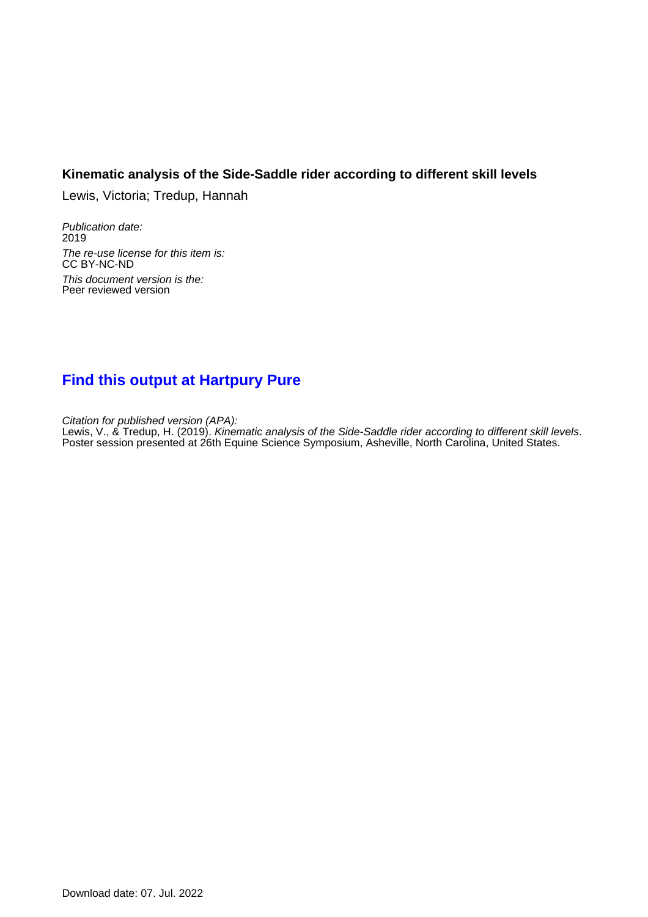**Kinematic analysis of the Side-Saddle rider according to different skill levels**

Lewis, Victoria; Tredup, Hannah

*Publication date:*
2019

*The re-use license for this item is:*
CC BY-NC-ND

*This document version is the:*
Peer reviewed version

## **Find this output at Hartpury Pure**

*Citation for published version (APA):*
Lewis, V., & Tredup, H. (2019). *Kinematic analysis of the Side-Saddle rider according to different skill levels*. Poster session presented at 26th Equine Science Symposium, Asheville, North Carolina, United States.

Download date: 07. Jul. 2022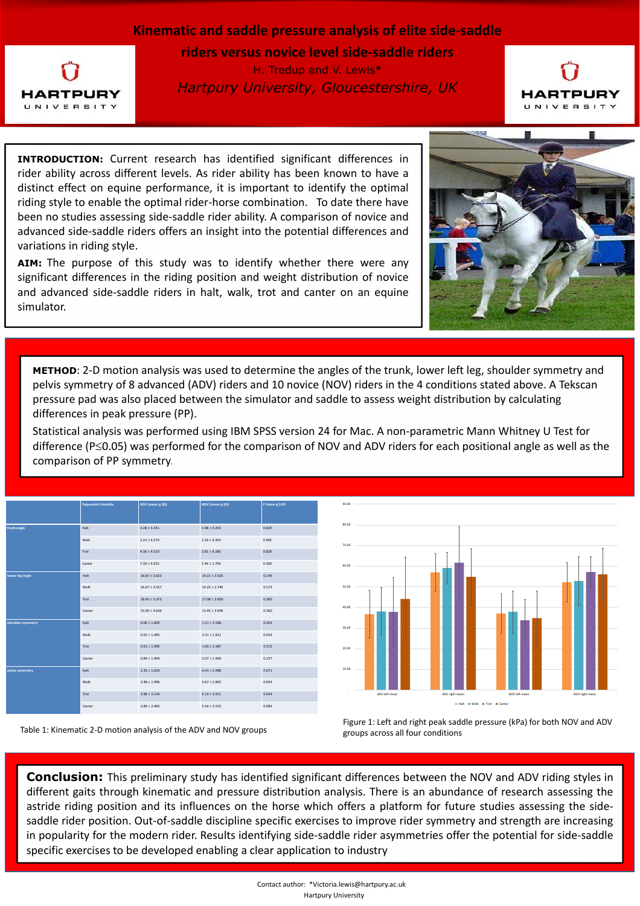# Kinematic and saddle pressure analysis of elite side-saddle riders versus novice level side-saddle riders

H. Tredup and V. Lewis*

*Hartpury University, Gloucestershire, UK*

**INTRODUCTION:** Current research has identified significant differences in rider ability across different levels. As rider ability has been known to have a distinct effect on equine performance, it is important to identify the optimal riding style to enable the optimal rider-horse combination. To date there have been no studies assessing side-saddle rider ability. A comparison of novice and advanced side-saddle riders offers an insight into the potential differences and variations in riding style.

**AIM:** The purpose of this study was to identify whether there were any significant differences in the riding position and weight distribution of novice and advanced side-saddle riders in halt, walk, trot and canter on an equine simulator.

**METHOD**: 2-D motion analysis was used to determine the angles of the trunk, lower left leg, shoulder symmetry and pelvis symmetry of 8 advanced (ADV) riders and 10 novice (NOV) riders in the 4 conditions stated above. A Tekscan pressure pad was also placed between the simulator and saddle to assess weight distribution by calculating differences in peak pressure (PP).

Statistical analysis was performed using IBM SPSS version 24 for Mac. A non-parametric Mann Whitney U Test for difference (P≤0.05) was performed for the comparison of NOV and ADV riders for each positional angle as well as the comparison of PP symmetry.

| | Dependent Variable | ADV (mean ± SD) | NOV (mean ± SD) | P Value ≤ 0.05 |
|---|---|---|---|---|
| trunk angle | Halt | 4.28 ± 3.451 | 3.98 ± 4.256 | 0.829 |
| | Walk | 3.23 ± 4.370 | 2.29 ± 4.354 | 0.965 |
| | Trot | 4.36 ± 4.310 | 2.81 ± 4.286 | 0.829 |
| | Canter | 7.39 ± 4.922 | 5.44 ± 2.794 | 0.360 |
| lower leg angle | Halt | 16.63 ± 3.623 | 14.21 ± 3.020 | 0.146 |
| | Walk | 16.67 ± 3.527 | 14.25 ± 2.746 | 0.173 |
| | Trot | 18.40 ± 3.373 | 17.08 ± 3.009 | 0.360 |
| | Canter | 15.00 ± 4.636 | 13.45 ± 3.049 | 0.360 |
| shoulder symmetry | Halt | 0.06 ± 1.009 | 1.21 ± 2.568 | 0.203 |
| | Walk | 0.55 ± 1.495 | 2.41 ± 1.812 | 0.034 |
| | Trot | 0.61 ± 1.099 | 1.69 ± 2.387 | 0.515 |
| | Canter | 0.89 ± 1.909 | 2.07 ± 1.969 | 0.237 |
| pelvis symmetry | Halt | 2.35 ± 1.624 | 4.41 ± 2.998 | 0.071 |
| | Walk | 3.48 ± 1.996 | 5.67 ± 2.865 | 0.043 |
| | Trot | 3.98 ± 2.143 | 6.19 ± 3.911 | 0.034 |
| | Canter | 3.89 ± 2.460 | 5.56 ± 3.552 | 0.083 |

Table 1: Kinematic 2-D motion analysis of the ADV and NOV groups

90.00
80.00
70.00
60.00
50.00
40.00
30.00
20.00
10.00
-

ADV left mean
ADV right mean
NOV left mean
NOV right mean

Halt Walk Trot Canter

Figure 1: Left and right peak saddle pressure (kPa) for both NOV and ADV groups across all four conditions

**Conclusion:** This preliminary study has identified significant differences between the NOV and ADV riding styles in different gaits through kinematic and pressure distribution analysis. There is an abundance of research assessing the astride riding position and its influences on the horse which offers a platform for future studies assessing the side-saddle rider position. Out-of-saddle discipline specific exercises to improve rider symmetry and strength are increasing in popularity for the modern rider. Results identifying side-saddle rider asymmetries offer the potential for side-saddle specific exercises to be developed enabling a clear application to industry

Contact author: *Victoria.lewis@hartpury.ac.uk
Hartpury University